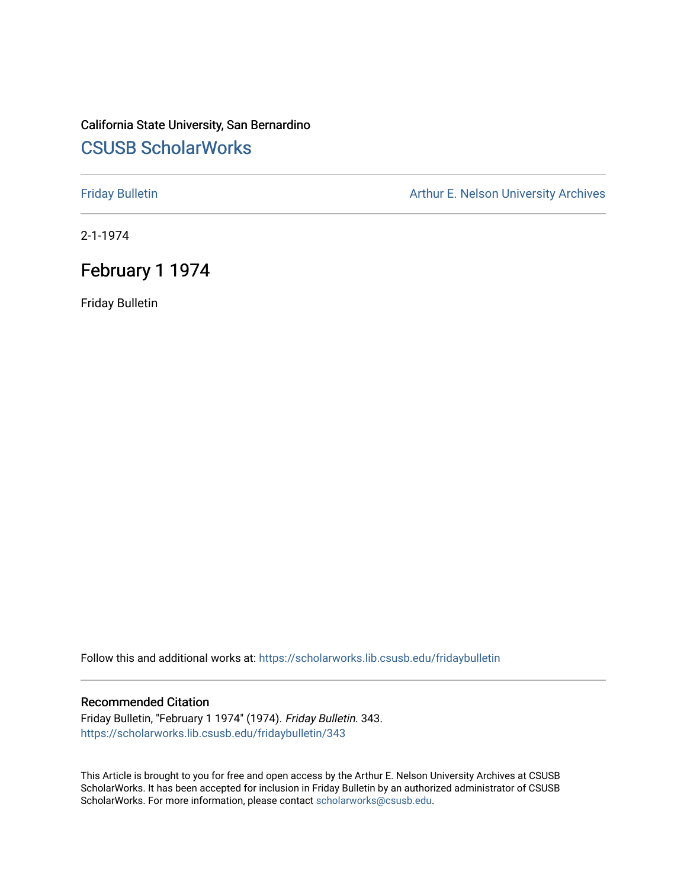California State University, San Bernardino

# CSUSB ScholarWorks

Friday Bulletin

Arthur E. Nelson University Archives

2-1-1974

## February 1 1974

Friday Bulletin

Follow this and additional works at: https://scholarworks.lib.csusb.edu/fridaybulletin

### Recommended Citation

Friday Bulletin, "February 1 1974" (1974). *Friday Bulletin*. 343.
https://scholarworks.lib.csusb.edu/fridaybulletin/343

This Article is brought to you for free and open access by the Arthur E. Nelson University Archives at CSUSB ScholarWorks. It has been accepted for inclusion in Friday Bulletin by an authorized administrator of CSUSB ScholarWorks. For more information, please contact scholarworks@csusb.edu.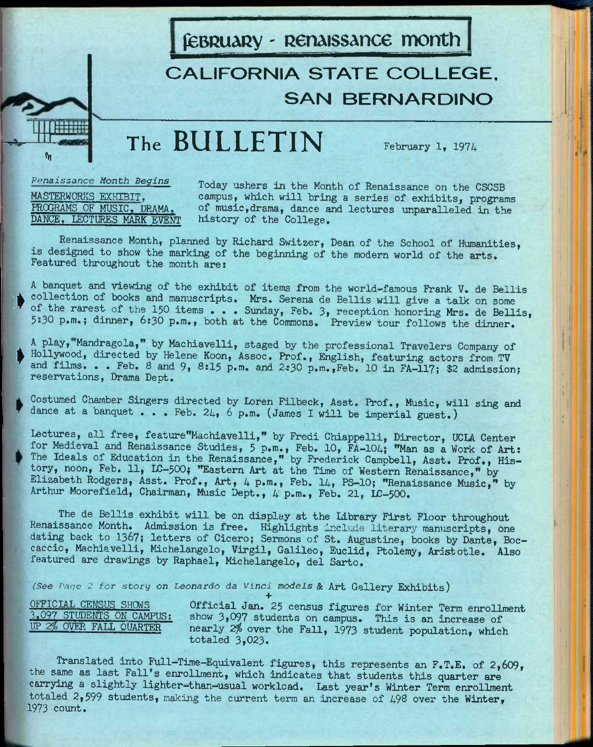**February - Renaissance Month**

# CALIFORNIA STATE COLLEGE, SAN BERNARDINO

# The BULLETIN

February 1, 1974

*Renaissance Month Begins*

## MASTERWORKS EXHIBIT, PROGRAMS OF MUSIC, DRAMA, DANCE, LECTURES MARK EVENT

Today ushers in the Month of Renaissance on the CSCSB campus, which will bring a series of exhibits, programs of music,drama, dance and lectures unparalleled in the history of the College.

Renaissance Month, planned by Richard Switzer, Dean of the School of Humanities, is designed to show the marking of the beginning of the modern world of the arts. Featured throughout the month are:

A banquet and viewing of the exhibit of items from the world-famous Frank V. de Bellis collection of books and manuscripts. Mrs. Serena de Bellis will give a talk on some of the rarest of the 150 items . . . Sunday, Feb. 3, reception honoring Mrs. de Bellis, 5:30 p.m.; dinner, 6:30 p.m., both at the Commons. Preview tour follows the dinner.

A play,"Mandragola," by Machiavelli, staged by the professional Travelers Company of Hollywood, directed by Helene Koon, Assoc. Prof., English, featuring actors from TV and films. . . Feb. 8 and 9, 8:15 p.m. and 2:30 p.m.,Feb. 10 in FA-117; $2 admission; reservations, Drama Dept.

Costumed Chamber Singers directed by Loren Filbeck, Asst. Prof., Music, will sing and dance at a banquet . . . Feb. 24, 6 p.m. (James I will be imperial guest.)

Lectures, all free, feature"Machiavelli," by Fredi Chiappelli, Director, UCLA Center for Medieval and Renaissance Studies, 5 p.m., Feb. 10, FA-104; "Man as a Work of Art: The Ideals of Education in the Renaissance," by Frederick Campbell, Asst. Prof., History, noon, Feb. 11, LC-500; "Eastern Art at the Time of Western Renaissance," by Elizabeth Rodgers, Asst. Prof., Art, 4 p.m., Feb. 14, PS-10; "Renaissance Music," by Arthur Moorefield, Chairman, Music Dept., 4 p.m., Feb. 21, LC-500.

The de Bellis exhibit will be on display at the Library First Floor throughout Renaissance Month. Admission is free. Highlights include literary manuscripts, one dating back to 1367; letters of Cicero; Sermons of St. Augustine, books by Dante, Boccaccio, Machiavelli, Michelangelo, Virgil, Galileo, Euclid, Ptolemy, Aristotle. Also featured are drawings by Raphael, Michelangelo, del Sarto.

*(See Page 2 for story on Leonardo da Vinci models* & Art Gallery Exhibits)

+

## OFFICIAL CENSUS SHOWS 3,097 STUDENTS ON CAMPUS: UP 2% OVER FALL QUARTER

Official Jan. 25 census figures for Winter Term enrollment show 3,097 students on campus. This is an increase of nearly 2% over the Fall, 1973 student population, which totaled 3,023.

Translated into Full-Time-Equivalent figures, this represents an F.T.E. of 2,609, the same as last Fall's enrollment, which indicates that students this quarter are carrying a slightly lighter-than-usual workload. Last year's Winter Term enrollment totaled 2,599 students, making the current term an increase of 498 over the Winter, 1973 count.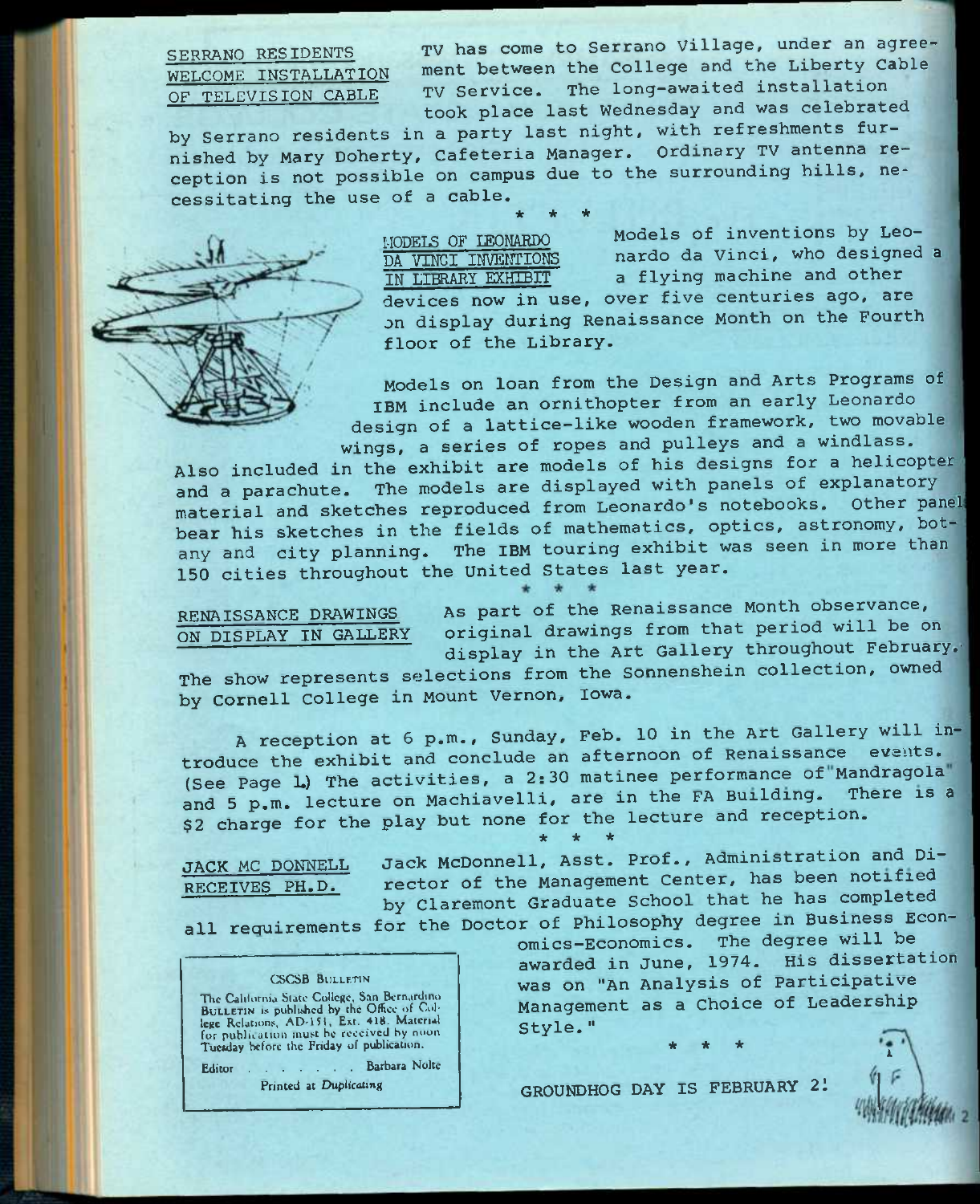## SERRANO RESIDENTS WELCOME INSTALLATION OF TELEVISION CABLE

TV has come to Serrano Village, under an agreement between the College and the Liberty Cable TV Service. The long-awaited installation took place last Wednesday and was celebrated by Serrano residents in a party last night, with refreshments furnished by Mary Doherty, Cafeteria Manager. Ordinary TV antenna reception is not possible on campus due to the surrounding hills, necessitating the use of a cable.

\* \* \*

## MODELS OF LEONARDO DA VINCI INVENTIONS IN LIBRARY EXHIBIT

Models of inventions by Leonardo da Vinci, who designed a flying machine and other devices now in use, over five centuries ago, are on display during Renaissance Month on the Fourth floor of the Library.

Models on loan from the Design and Arts Programs of IBM include an ornithopter from an early Leonardo design of a lattice-like wooden framework, two movable wings, a series of ropes and pulleys and a windlass. Also included in the exhibit are models of his designs for a helicopter and a parachute. The models are displayed with panels of explanatory material and sketches reproduced from Leonardo's notebooks. Other panels bear his sketches in the fields of mathematics, optics, astronomy, botany and city planning. The IBM touring exhibit was seen in more than 150 cities throughout the United States last year.

\* \* \*

## RENAISSANCE DRAWINGS ON DISPLAY IN GALLERY

As part of the Renaissance Month observance, original drawings from that period will be on display in the Art Gallery throughout February. The show represents selections from the Sonnenshein collection, owned by Cornell College in Mount Vernon, Iowa.

A reception at 6 p.m., Sunday, Feb. 10 in the Art Gallery will introduce the exhibit and conclude an afternoon of Renaissance events. (See Page 1.) The activities, a 2:30 matinee performance of "Mandragola" and 5 p.m. lecture on Machiavelli, are in the FA Building. There is a $2 charge for the play but none for the lecture and reception.

\* \* \*

## JACK MC DONNELL RECEIVES PH.D.

Jack McDonnell, Asst. Prof., Administration and Director of the Management Center, has been notified by Claremont Graduate School that he has completed all requirements for the Doctor of Philosophy degree in Business Economics-Economics. The degree will be awarded in June, 1974. His dissertation was on "An Analysis of Participative Management as a Choice of Leadership Style."

\* \* \*

GROUNDHOG DAY IS FEBRUARY 2!

---

**CSCSB BULLETIN**

The California State College, San Bernardino BULLETIN is published by the Office of College Relations, AD-151, Ext. 418. Material for publication must be received by noon Tuesday before the Friday of publication.

Editor . . . . . . . . Barbara Nolte

Printed at *Duplicating*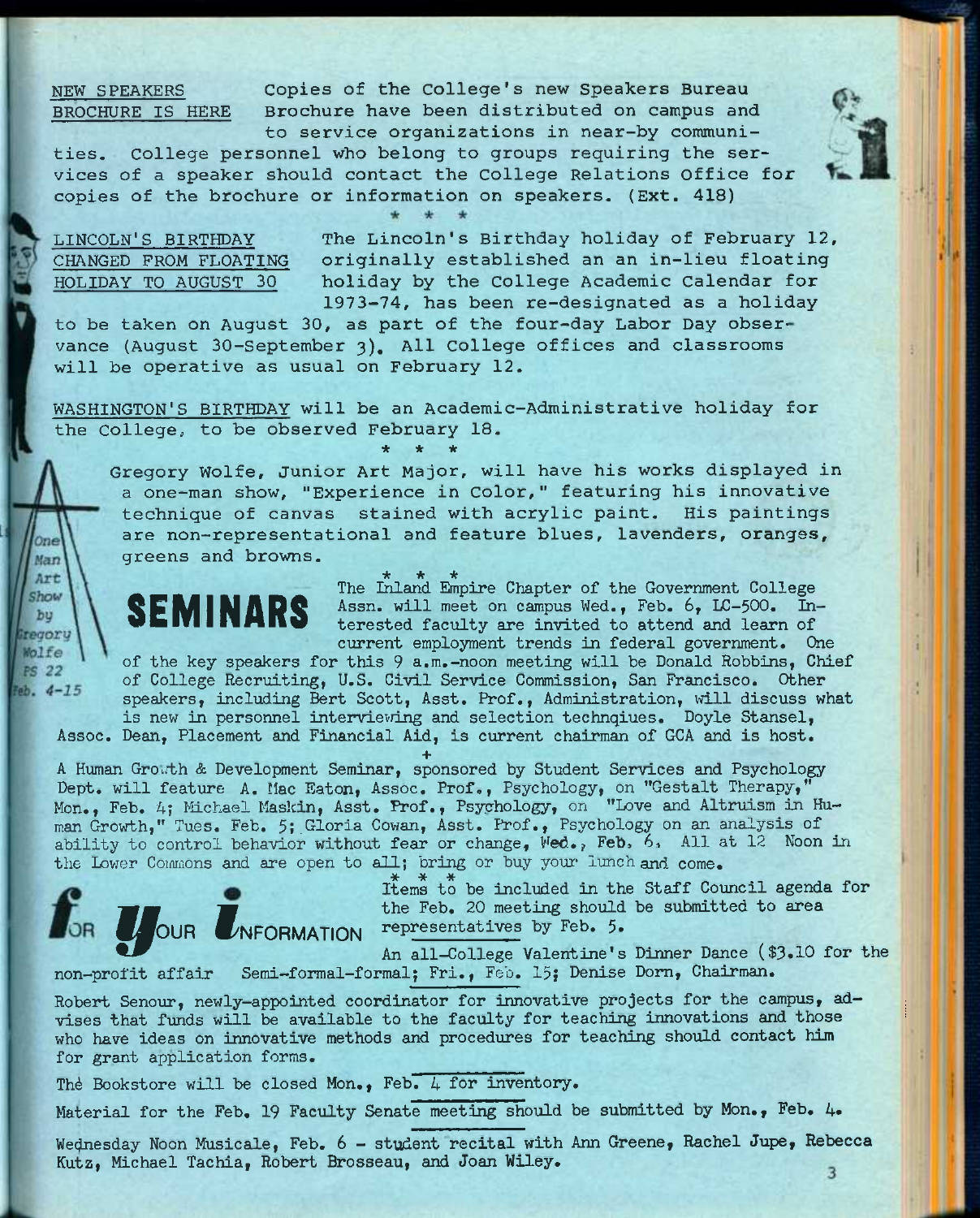**NEW SPEAKERS BROCHURE IS HERE** Copies of the College's new Speakers Bureau Brochure have been distributed on campus and to service organizations in near-by communities. College personnel who belong to groups requiring the services of a speaker should contact the College Relations Office for copies of the brochure or information on speakers. (Ext. 418)

\* \* \*

**LINCOLN'S BIRTHDAY CHANGED FROM FLOATING HOLIDAY TO AUGUST 30** The Lincoln's Birthday holiday of February 12, originally established an an in-lieu floating holiday by the College Academic Calendar for 1973-74, has been re-designated as a holiday to be taken on August 30, as part of the four-day Labor Day observance (August 30-September 3). All College offices and classrooms will be operative as usual on February 12.

WASHINGTON'S BIRTHDAY will be an Academic-Administrative holiday for the College, to be observed February 18.

\* \* \*

*One Man Art Show by Gregory Wolfe PS 22 Feb. 4-15*

Gregory Wolfe, Junior Art Major, will have his works displayed in a one-man show, "Experience in Color," featuring his innovative technique of canvas stained with acrylic paint. His paintings are non-representational and feature blues, lavenders, oranges, greens and browns.

\* \* \*

## SEMINARS

The Inland Empire Chapter of the Government College Assn. will meet on campus Wed., Feb. 6, LC-500. Interested faculty are invited to attend and learn of current employment trends in federal government. One of the key speakers for this 9 a.m.-noon meeting will be Donald Robbins, Chief of College Recruiting, U.S. Civil Service Commission, San Francisco. Other speakers, including Bert Scott, Asst. Prof., Administration, will discuss what is new in personnel interviewing and selection technqiues. Doyle Stansel, Assoc. Dean, Placement and Financial Aid, is current chairman of GCA and is host.

\+

A Human Growth & Development Seminar, sponsored by Student Services and Psychology Dept. will feature A. Mac Eaton, Assoc. Prof., Psychology, on "Gestalt Therapy," Mon., Feb. 4; Michael Maskin, Asst. Prof., Psychology, on "Love and Altruism in Human Growth," Tues. Feb. 5; Gloria Cowan, Asst. Prof., Psychology on an analysis of ability to control behavior without fear or change, Wed., Feb. 6. All at 12 Noon in the Lower Commons and are open to all; bring or buy your lunch and come.

\* \* \*

## FOR YOUR INFORMATION

Items to be included in the Staff Council agenda for the Feb. 20 meeting should be submitted to area representatives by Feb. 5.

An all-College Valentine's Dinner Dance ($3.10 for the non-profit affair Semi-formal-formal; Fri., Feb. 15; Denise Dorn, Chairman.

Robert Senour, newly-appointed coordinator for innovative projects for the campus, advises that funds will be available to the faculty for teaching innovations and those who have ideas on innovative methods and procedures for teaching should contact him for grant application forms.

The Bookstore will be closed Mon., Feb. 4 for inventory.

Material for the Feb. 19 Faculty Senate meeting should be submitted by Mon., Feb. 4.

Wednesday Noon Musicale, Feb. 6 - student recital with Ann Greene, Rachel Jupe, Rebecca Kutz, Michael Tachia, Robert Brosseau, and Joan Wiley.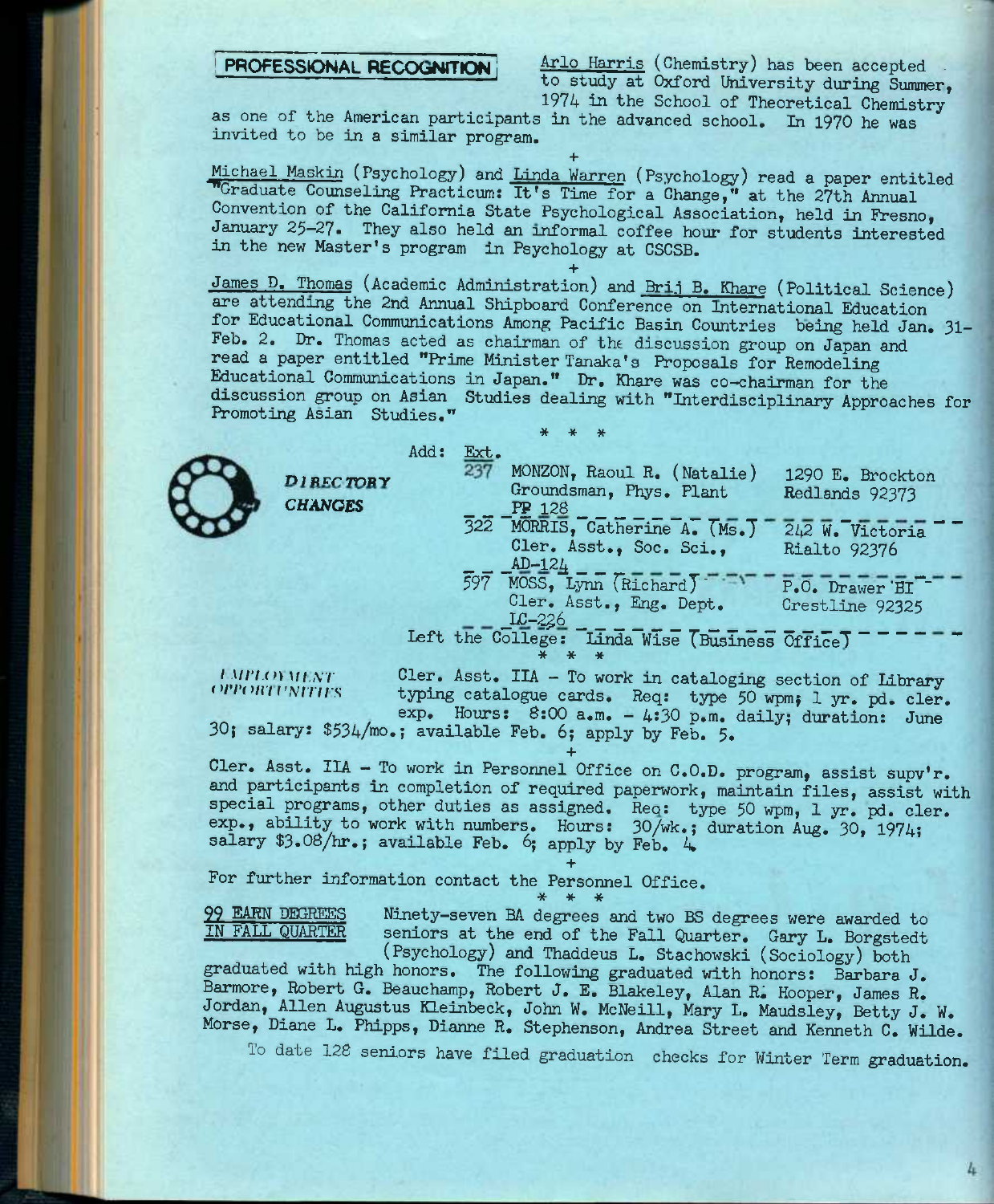**PROFESSIONAL RECOGNITION**

Arlo Harris (Chemistry) has been accepted to study at Oxford University during Summer, 1974 in the School of Theoretical Chemistry as one of the American participants in the advanced school. In 1970 he was invited to be in a similar program.

+

Michael Maskin (Psychology) and Linda Warren (Psychology) read a paper entitled "Graduate Counseling Practicum: It's Time for a Change," at the 27th Annual Convention of the California State Psychological Association, held in Fresno, January 25-27. They also held an informal coffee hour for students interested in the new Master's program in Psychology at CSCSB.

+

James D. Thomas (Academic Administration) and Brij B. Khare (Political Science) are attending the 2nd Annual Shipboard Conference on International Education for Educational Communications Among Pacific Basin Countries being held Jan. 31-Feb. 2. Dr. Thomas acted as chairman of the discussion group on Japan and read a paper entitled "Prime Minister Tanaka's Proposals for Remodeling Educational Communications in Japan." Dr. Khare was co-chairman for the discussion group on Asian Studies dealing with "Interdisciplinary Approaches for Promoting Asian Studies."

\* \* \*

***DIRECTORY CHANGES***

Add:

| Ext. | | |
|---|---|---|
| 237 | MONZON, Raoul R. (Natalie) Groundsman, Phys. Plant PP 128 | 1290 E. Brockton Redlands 92373 |
| 322 | MORRIS, Catherine A. (Ms.) Cler. Asst., Soc. Sci., AD-124 | 242 W. Victoria Rialto 92376 |
| 597 | MOSS, Lynn (Richard) Cler. Asst., Eng. Dept. LC-226 | P.O. Drawer BI Crestline 92325 |

Left the College: Linda Wise (Business Office)

\* \* \*

***EMPLOYMENT OPPORTUNITIES***

Cler. Asst. IIA - To work in cataloging section of Library typing catalogue cards. Req: type 50 wpm; 1 yr. pd. cler. exp. Hours: 8:00 a.m. - 4:30 p.m. daily; duration: June 30; salary: $534/mo.; available Feb. 6; apply by Feb. 5.

+

Cler. Asst. IIA - To work in Personnel Office on C.O.D. program, assist supv'r. and participants in completion of required paperwork, maintain files, assist with special programs, other duties as assigned. Req: type 50 wpm, 1 yr. pd. cler. exp., ability to work with numbers. Hours: 30/wk.; duration Aug. 30, 1974; salary $3.08/hr.; available Feb. 6; apply by Feb. 4.

+

For further information contact the Personnel Office.

\* \* \*

**99 EARN DEGREES IN FALL QUARTER**

Ninety-seven BA degrees and two BS degrees were awarded to seniors at the end of the Fall Quarter. Gary L. Borgstedt (Psychology) and Thaddeus L. Stachowski (Sociology) both graduated with high honors. The following graduated with honors: Barbara J. Barmore, Robert G. Beauchamp, Robert J. E. Blakeley, Alan R. Hooper, James R. Jordan, Allen Augustus Kleinbeck, John W. McNeill, Mary L. Maudsley, Betty J. W. Morse, Diane L. Phipps, Dianne R. Stephenson, Andrea Street and Kenneth C. Wilde.

To date 128 seniors have filed graduation checks for Winter Term graduation.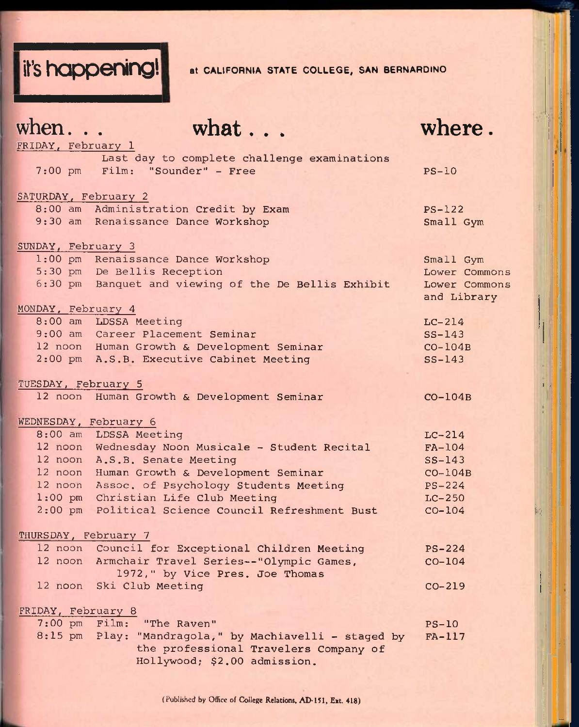# it's happening!

**at CALIFORNIA STATE COLLEGE, SAN BERNARDINO**

| when... | what... | where. |
|---|---|---|
| **FRIDAY, February 1** | | |
| | Last day to complete challenge examinations | |
| 7:00 pm | Film: "Sounder" - Free | PS-10 |
| **SATURDAY, February 2** | | |
| 8:00 am | Administration Credit by Exam | PS-122 |
| 9:30 am | Renaissance Dance Workshop | Small Gym |
| **SUNDAY, February 3** | | |
| 1:00 pm | Renaissance Dance Workshop | Small Gym |
| 5:30 pm | De Bellis Reception | Lower Commons |
| 6:30 pm | Banquet and viewing of the De Bellis Exhibit | Lower Commons and Library |
| **MONDAY, February 4** | | |
| 8:00 am | LDSSA Meeting | LC-214 |
| 9:00 am | Career Placement Seminar | SS-143 |
| 12 noon | Human Growth & Development Seminar | CO-104B |
| 2:00 pm | A.S.B. Executive Cabinet Meeting | SS-143 |
| **TUESDAY, February 5** | | |
| 12 noon | Human Growth & Development Seminar | CO-104B |
| **WEDNESDAY, February 6** | | |
| 8:00 am | LDSSA Meeting | LC-214 |
| 12 noon | Wednesday Noon Musicale - Student Recital | FA-104 |
| 12 noon | A.S.B. Senate Meeting | SS-143 |
| 12 noon | Human Growth & Development Seminar | CO-104B |
| 12 noon | Assoc. of Psychology Students Meeting | PS-224 |
| 1:00 pm | Christian Life Club Meeting | LC-250 |
| 2:00 pm | Political Science Council Refreshment Bust | CO-104 |
| **THURSDAY, February 7** | | |
| 12 noon | Council for Exceptional Children Meeting | PS-224 |
| 12 noon | Armchair Travel Series--"Olympic Games, 1972," by Vice Pres. Joe Thomas | CO-104 |
| 12 noon | Ski Club Meeting | CO-219 |
| **FRIDAY, February 8** | | |
| 7:00 pm | Film: "The Raven" | PS-10 |
| 8:15 pm | Play: "Mandragola," by Machiavelli - staged by the professional Travelers Company of Hollywood; $2.00 admission. | FA-117 |

(Published by Office of College Relations, AD-151, Ext. 418)